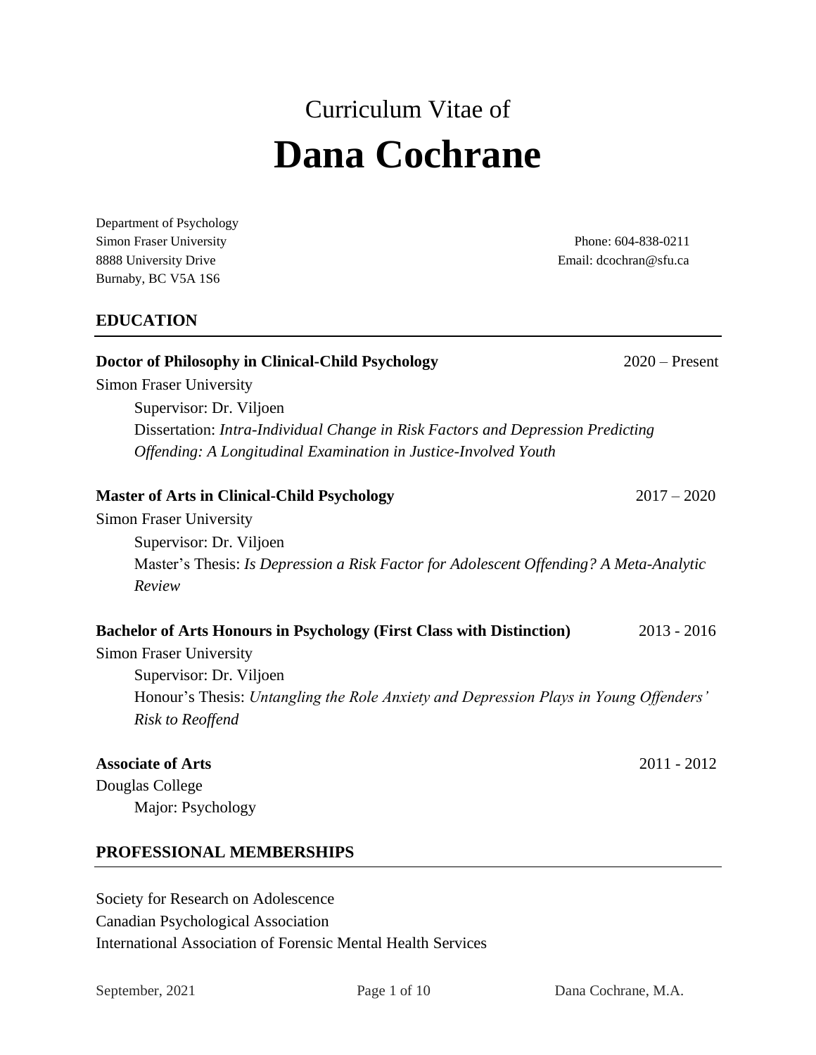Curriculum Vitae of

# Dana Cochrane

Department of Psychology
Simon Fraser University
8888 University Drive
Burnaby, BC V5A 1S6

Phone: 604-838-0211
Email: dcochran@sfu.ca

## EDUCATION

**Doctor of Philosophy in Clinical-Child Psychology** 2020 – Present
Simon Fraser University
Supervisor: Dr. Viljoen
Dissertation: *Intra-Individual Change in Risk Factors and Depression Predicting Offending: A Longitudinal Examination in Justice-Involved Youth*

**Master of Arts in Clinical-Child Psychology** 2017 – 2020
Simon Fraser University
Supervisor: Dr. Viljoen
Master's Thesis: *Is Depression a Risk Factor for Adolescent Offending? A Meta-Analytic Review*

**Bachelor of Arts Honours in Psychology (First Class with Distinction)** 2013 - 2016
Simon Fraser University
Supervisor: Dr. Viljoen
Honour's Thesis: *Untangling the Role Anxiety and Depression Plays in Young Offenders' Risk to Reoffend*

**Associate of Arts** 2011 - 2012
Douglas College
Major: Psychology

## PROFESSIONAL MEMBERSHIPS

Society for Research on Adolescence
Canadian Psychological Association
International Association of Forensic Mental Health Services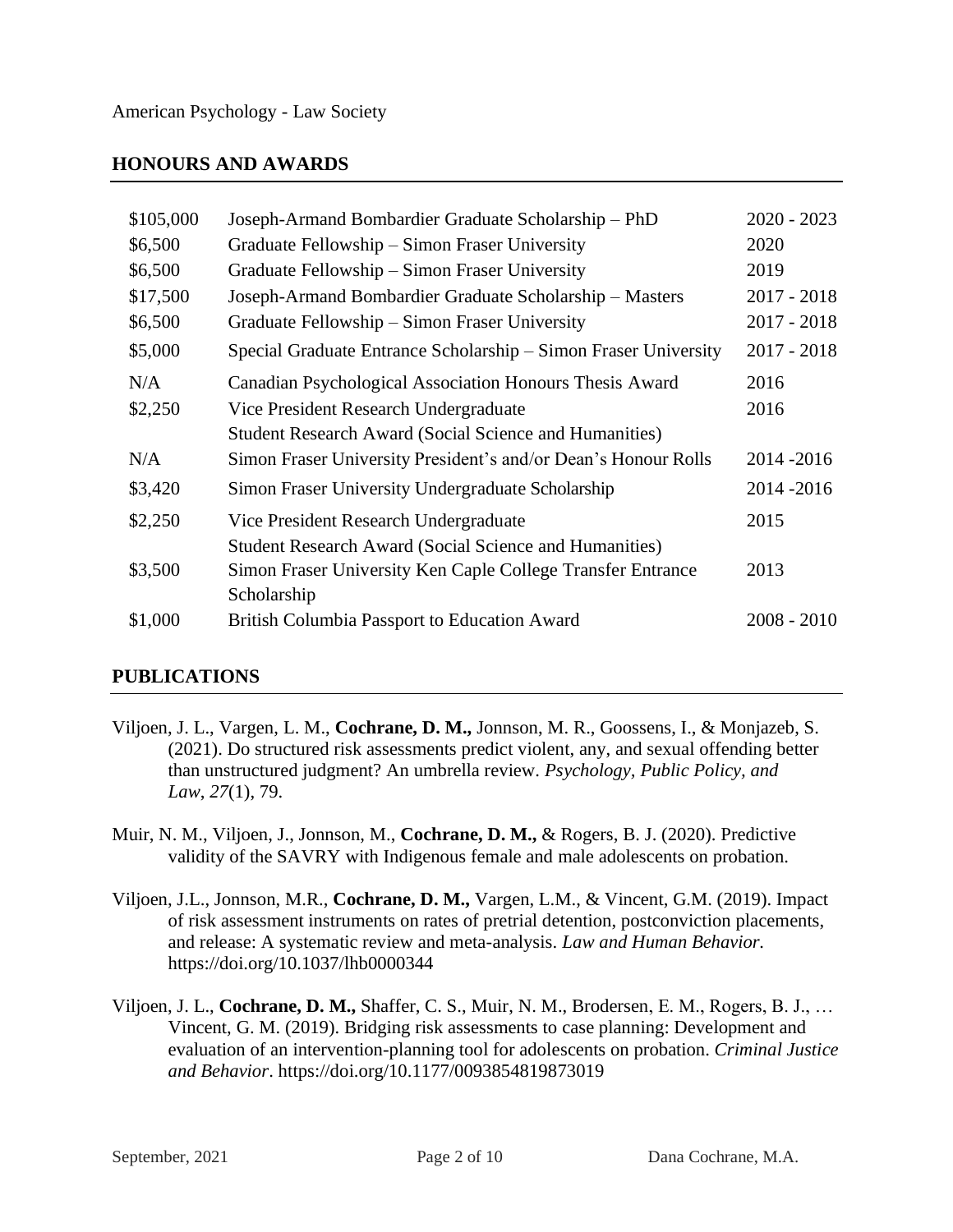American Psychology - Law Society

## HONOURS AND AWARDS

| | | |
|---|---|---|
| $105,000 | Joseph-Armand Bombardier Graduate Scholarship – PhD | 2020 - 2023 |
| $6,500 | Graduate Fellowship – Simon Fraser University | 2020 |
| $6,500 | Graduate Fellowship – Simon Fraser University | 2019 |
| $17,500 | Joseph-Armand Bombardier Graduate Scholarship – Masters | 2017 - 2018 |
| $6,500 | Graduate Fellowship – Simon Fraser University | 2017 - 2018 |
| $5,000 | Special Graduate Entrance Scholarship – Simon Fraser University | 2017 - 2018 |
| N/A | Canadian Psychological Association Honours Thesis Award | 2016 |
| $2,250 | Vice President Research Undergraduate Student Research Award (Social Science and Humanities) | 2016 |
| N/A | Simon Fraser University President's and/or Dean's Honour Rolls | 2014 -2016 |
| $3,420 | Simon Fraser University Undergraduate Scholarship | 2014 -2016 |
| $2,250 | Vice President Research Undergraduate Student Research Award (Social Science and Humanities) | 2015 |
| $3,500 | Simon Fraser University Ken Caple College Transfer Entrance Scholarship | 2013 |
| $1,000 | British Columbia Passport to Education Award | 2008 - 2010 |

## PUBLICATIONS

Viljoen, J. L., Vargen, L. M., **Cochrane, D. M.,** Jonnson, M. R., Goossens, I., & Monjazeb, S. (2021). Do structured risk assessments predict violent, any, and sexual offending better than unstructured judgment? An umbrella review. *Psychology, Public Policy, and Law*, *27*(1), 79.

Muir, N. M., Viljoen, J., Jonnson, M., **Cochrane, D. M.,** & Rogers, B. J. (2020). Predictive validity of the SAVRY with Indigenous female and male adolescents on probation.

Viljoen, J.L., Jonnson, M.R., **Cochrane, D. M.,** Vargen, L.M., & Vincent, G.M. (2019). Impact of risk assessment instruments on rates of pretrial detention, postconviction placements, and release: A systematic review and meta-analysis. *Law and Human Behavior.* https://doi.org/10.1037/lhb0000344

Viljoen, J. L., **Cochrane, D. M.,** Shaffer, C. S., Muir, N. M., Brodersen, E. M., Rogers, B. J., … Vincent, G. M. (2019). Bridging risk assessments to case planning: Development and evaluation of an intervention-planning tool for adolescents on probation. *Criminal Justice and Behavior*. https://doi.org/10.1177/0093854819873019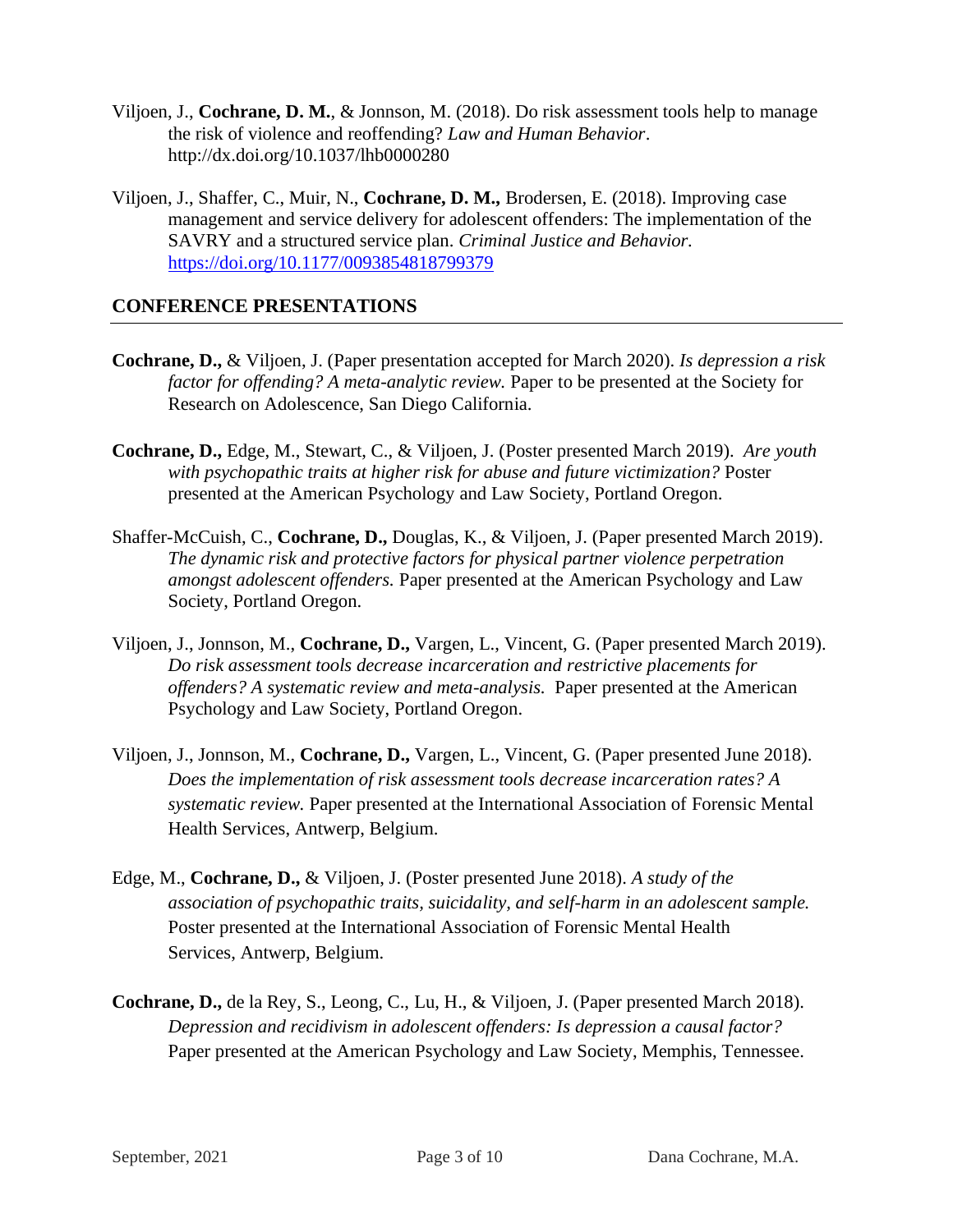Viljoen, J., **Cochrane, D. M.**, & Jonnson, M. (2018). Do risk assessment tools help to manage the risk of violence and reoffending? *Law and Human Behavior*. http://dx.doi.org/10.1037/lhb0000280

Viljoen, J., Shaffer, C., Muir, N., **Cochrane, D. M.,** Brodersen, E. (2018). Improving case management and service delivery for adolescent offenders: The implementation of the SAVRY and a structured service plan. *Criminal Justice and Behavior.* https://doi.org/10.1177/0093854818799379

## CONFERENCE PRESENTATIONS

**Cochrane, D.,** & Viljoen, J. (Paper presentation accepted for March 2020). *Is depression a risk factor for offending? A meta-analytic review.* Paper to be presented at the Society for Research on Adolescence, San Diego California.

**Cochrane, D.,** Edge, M., Stewart, C., & Viljoen, J. (Poster presented March 2019). *Are youth with psychopathic traits at higher risk for abuse and future victimization?* Poster presented at the American Psychology and Law Society, Portland Oregon.

Shaffer-McCuish, C., **Cochrane, D.,** Douglas, K., & Viljoen, J. (Paper presented March 2019). *The dynamic risk and protective factors for physical partner violence perpetration amongst adolescent offenders.* Paper presented at the American Psychology and Law Society, Portland Oregon.

Viljoen, J., Jonnson, M., **Cochrane, D.,** Vargen, L., Vincent, G. (Paper presented March 2019). *Do risk assessment tools decrease incarceration and restrictive placements for offenders? A systematic review and meta-analysis.* Paper presented at the American Psychology and Law Society, Portland Oregon.

Viljoen, J., Jonnson, M., **Cochrane, D.,** Vargen, L., Vincent, G. (Paper presented June 2018). *Does the implementation of risk assessment tools decrease incarceration rates? A systematic review.* Paper presented at the International Association of Forensic Mental Health Services, Antwerp, Belgium.

Edge, M., **Cochrane, D.,** & Viljoen, J. (Poster presented June 2018). *A study of the association of psychopathic traits, suicidality, and self-harm in an adolescent sample.* Poster presented at the International Association of Forensic Mental Health Services, Antwerp, Belgium.

**Cochrane, D.,** de la Rey, S., Leong, C., Lu, H., & Viljoen, J. (Paper presented March 2018). *Depression and recidivism in adolescent offenders: Is depression a causal factor?* Paper presented at the American Psychology and Law Society, Memphis, Tennessee.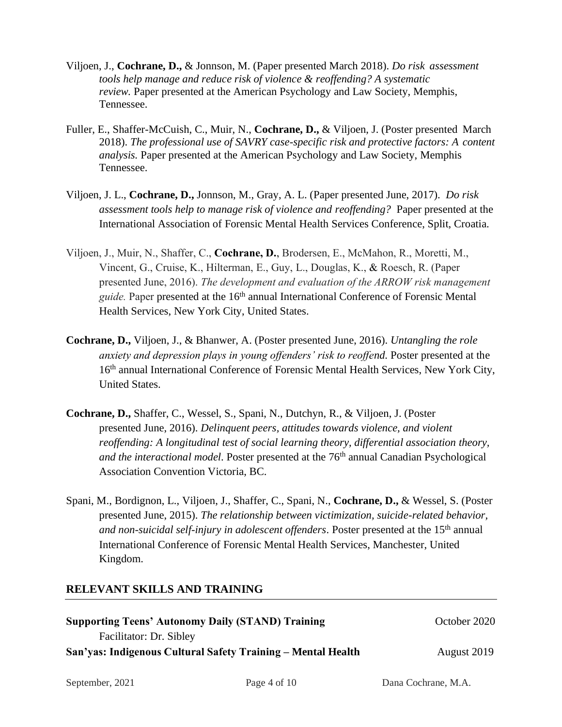Viljoen, J., **Cochrane, D.,** & Jonnson, M. (Paper presented March 2018). *Do risk assessment tools help manage and reduce risk of violence & reoffending? A systematic review.* Paper presented at the American Psychology and Law Society, Memphis, Tennessee.

Fuller, E., Shaffer-McCuish, C., Muir, N., **Cochrane, D.,** & Viljoen, J. (Poster presented March 2018). *The professional use of SAVRY case-specific risk and protective factors: A content analysis.* Paper presented at the American Psychology and Law Society, Memphis Tennessee.

Viljoen, J. L., **Cochrane, D.,** Jonnson, M., Gray, A. L. (Paper presented June, 2017). *Do risk assessment tools help to manage risk of violence and reoffending?* Paper presented at the International Association of Forensic Mental Health Services Conference, Split, Croatia.

Viljoen, J., Muir, N., Shaffer, C., **Cochrane, D.**, Brodersen, E., McMahon, R., Moretti, M., Vincent, G., Cruise, K., Hilterman, E., Guy, L., Douglas, K., & Roesch, R. (Paper presented June, 2016). *The development and evaluation of the ARROW risk management guide.* Paper presented at the 16th annual International Conference of Forensic Mental Health Services, New York City, United States.

**Cochrane, D.,** Viljoen, J., & Bhanwer, A. (Poster presented June, 2016). *Untangling the role anxiety and depression plays in young offenders' risk to reoffend.* Poster presented at the 16th annual International Conference of Forensic Mental Health Services, New York City, United States.

**Cochrane, D.,** Shaffer, C., Wessel, S., Spani, N., Dutchyn, R., & Viljoen, J. (Poster presented June, 2016). *Delinquent peers, attitudes towards violence, and violent reoffending: A longitudinal test of social learning theory, differential association theory, and the interactional model*. Poster presented at the 76th annual Canadian Psychological Association Convention Victoria, BC.

Spani, M., Bordignon, L., Viljoen, J., Shaffer, C., Spani, N., **Cochrane, D.,** & Wessel, S. (Poster presented June, 2015). *The relationship between victimization, suicide-related behavior, and non-suicidal self-injury in adolescent offenders*. Poster presented at the 15th annual International Conference of Forensic Mental Health Services, Manchester, United Kingdom.

## RELEVANT SKILLS AND TRAINING

**Supporting Teens' Autonomy Daily (STAND) Training** — October 2020
Facilitator: Dr. Sibley

**San'yas: Indigenous Cultural Safety Training – Mental Health** — August 2019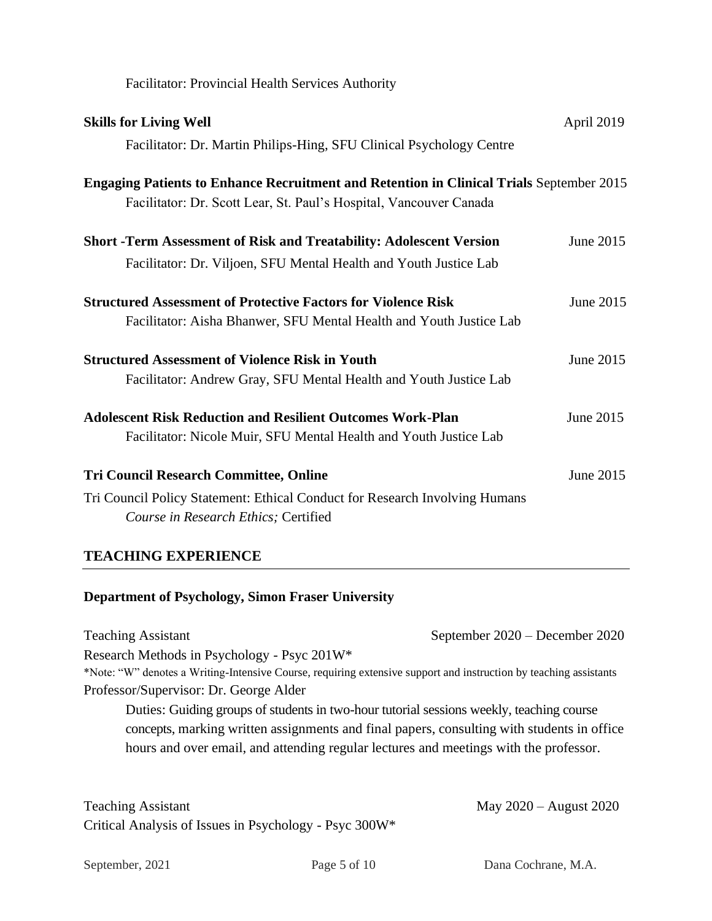Facilitator: Provincial Health Services Authority

**Skills for Living Well** April 2019

Facilitator: Dr. Martin Philips-Hing, SFU Clinical Psychology Centre

**Engaging Patients to Enhance Recruitment and Retention in Clinical Trials** September 2015

Facilitator: Dr. Scott Lear, St. Paul's Hospital, Vancouver Canada

**Short -Term Assessment of Risk and Treatability: Adolescent Version** June 2015

Facilitator: Dr. Viljoen, SFU Mental Health and Youth Justice Lab

**Structured Assessment of Protective Factors for Violence Risk** June 2015

Facilitator: Aisha Bhanwer, SFU Mental Health and Youth Justice Lab

**Structured Assessment of Violence Risk in Youth** June 2015

Facilitator: Andrew Gray, SFU Mental Health and Youth Justice Lab

**Adolescent Risk Reduction and Resilient Outcomes Work-Plan** June 2015

Facilitator: Nicole Muir, SFU Mental Health and Youth Justice Lab

**Tri Council Research Committee, Online** June 2015

Tri Council Policy Statement: Ethical Conduct for Research Involving Humans
*Course in Research Ethics;* Certified

## TEACHING EXPERIENCE

**Department of Psychology, Simon Fraser University**

Teaching Assistant September 2020 – December 2020

Research Methods in Psychology - Psyc 201W*

*Note: "W" denotes a Writing-Intensive Course, requiring extensive support and instruction by teaching assistants

Professor/Supervisor: Dr. George Alder

Duties: Guiding groups of students in two-hour tutorial sessions weekly, teaching course concepts, marking written assignments and final papers, consulting with students in office hours and over email, and attending regular lectures and meetings with the professor.

Teaching Assistant May 2020 – August 2020

Critical Analysis of Issues in Psychology - Psyc 300W*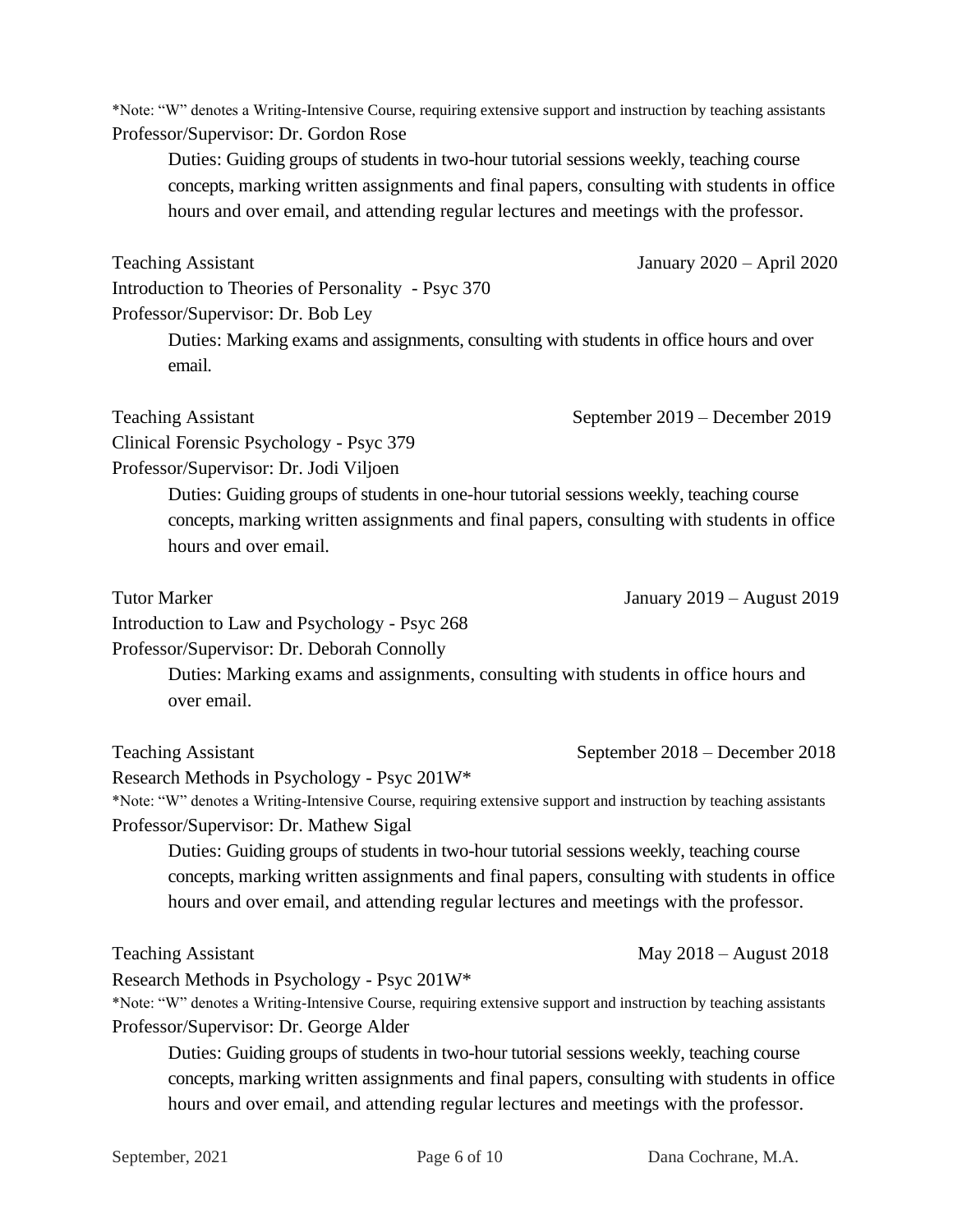*Note: "W" denotes a Writing-Intensive Course, requiring extensive support and instruction by teaching assistants
Professor/Supervisor: Dr. Gordon Rose

> Duties: Guiding groups of students in two-hour tutorial sessions weekly, teaching course concepts, marking written assignments and final papers, consulting with students in office hours and over email, and attending regular lectures and meetings with the professor.

Teaching Assistant — January 2020 – April 2020
Introduction to Theories of Personality - Psyc 370
Professor/Supervisor: Dr. Bob Ley

> Duties: Marking exams and assignments, consulting with students in office hours and over email.

Teaching Assistant — September 2019 – December 2019
Clinical Forensic Psychology - Psyc 379
Professor/Supervisor: Dr. Jodi Viljoen

> Duties: Guiding groups of students in one-hour tutorial sessions weekly, teaching course concepts, marking written assignments and final papers, consulting with students in office hours and over email.

Tutor Marker — January 2019 – August 2019
Introduction to Law and Psychology - Psyc 268
Professor/Supervisor: Dr. Deborah Connolly

> Duties: Marking exams and assignments, consulting with students in office hours and over email.

Teaching Assistant — September 2018 – December 2018
Research Methods in Psychology - Psyc 201W*
*Note: "W" denotes a Writing-Intensive Course, requiring extensive support and instruction by teaching assistants
Professor/Supervisor: Dr. Mathew Sigal

> Duties: Guiding groups of students in two-hour tutorial sessions weekly, teaching course concepts, marking written assignments and final papers, consulting with students in office hours and over email, and attending regular lectures and meetings with the professor.

Teaching Assistant — May 2018 – August 2018
Research Methods in Psychology - Psyc 201W*
*Note: "W" denotes a Writing-Intensive Course, requiring extensive support and instruction by teaching assistants
Professor/Supervisor: Dr. George Alder

> Duties: Guiding groups of students in two-hour tutorial sessions weekly, teaching course concepts, marking written assignments and final papers, consulting with students in office hours and over email, and attending regular lectures and meetings with the professor.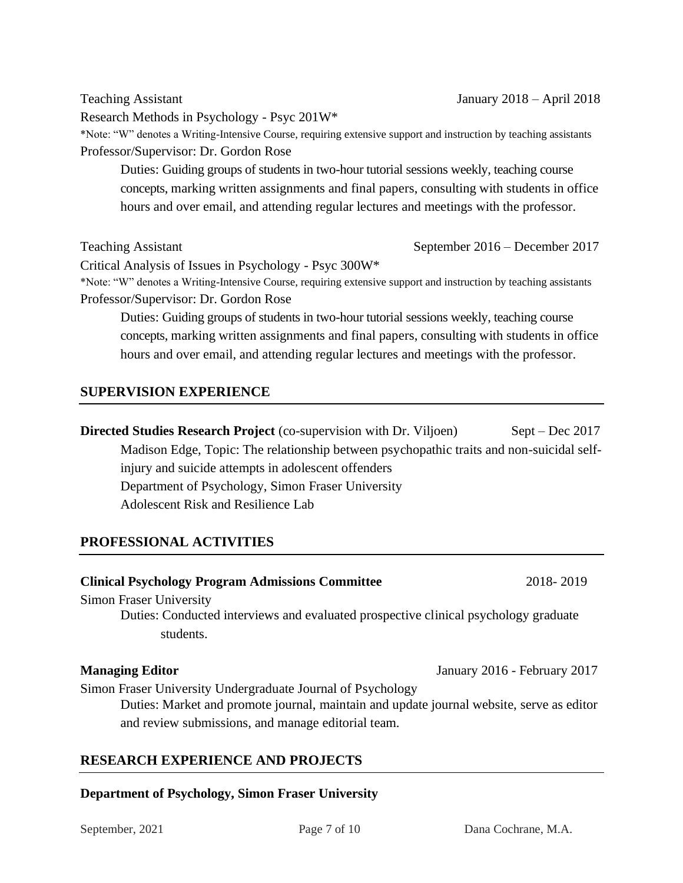Teaching Assistant January 2018 – April 2018

Research Methods in Psychology - Psyc 201W*

*Note: "W" denotes a Writing-Intensive Course, requiring extensive support and instruction by teaching assistants

Professor/Supervisor: Dr. Gordon Rose

Duties: Guiding groups of students in two-hour tutorial sessions weekly, teaching course concepts, marking written assignments and final papers, consulting with students in office hours and over email, and attending regular lectures and meetings with the professor.

Teaching Assistant September 2016 – December 2017

Critical Analysis of Issues in Psychology - Psyc 300W*

*Note: "W" denotes a Writing-Intensive Course, requiring extensive support and instruction by teaching assistants

Professor/Supervisor: Dr. Gordon Rose

Duties: Guiding groups of students in two-hour tutorial sessions weekly, teaching course concepts, marking written assignments and final papers, consulting with students in office hours and over email, and attending regular lectures and meetings with the professor.

## SUPERVISION EXPERIENCE

**Directed Studies Research Project** (co-supervision with Dr. Viljoen) Sept – Dec 2017

Madison Edge, Topic: The relationship between psychopathic traits and non-suicidal self-injury and suicide attempts in adolescent offenders

Department of Psychology, Simon Fraser University

Adolescent Risk and Resilience Lab

## PROFESSIONAL ACTIVITIES

**Clinical Psychology Program Admissions Committee** 2018- 2019

Simon Fraser University

Duties: Conducted interviews and evaluated prospective clinical psychology graduate students.

**Managing Editor** January 2016 - February 2017

Simon Fraser University Undergraduate Journal of Psychology

Duties: Market and promote journal, maintain and update journal website, serve as editor and review submissions, and manage editorial team.

## RESEARCH EXPERIENCE AND PROJECTS

**Department of Psychology, Simon Fraser University**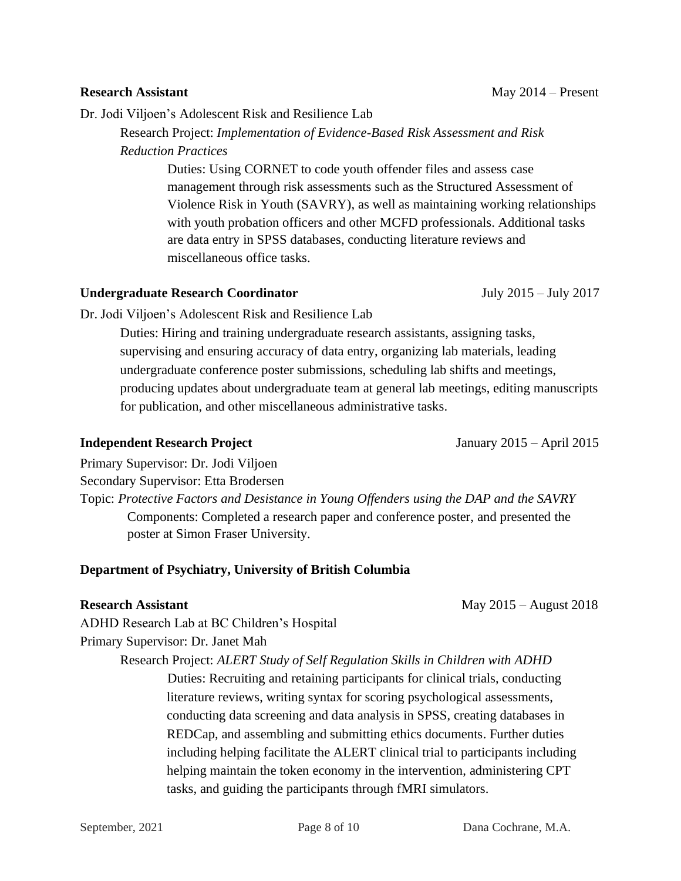**Research Assistant** May 2014 – Present

Dr. Jodi Viljoen's Adolescent Risk and Resilience Lab

Research Project: *Implementation of Evidence-Based Risk Assessment and Risk Reduction Practices*

Duties: Using CORNET to code youth offender files and assess case management through risk assessments such as the Structured Assessment of Violence Risk in Youth (SAVRY), as well as maintaining working relationships with youth probation officers and other MCFD professionals. Additional tasks are data entry in SPSS databases, conducting literature reviews and miscellaneous office tasks.

**Undergraduate Research Coordinator** July 2015 – July 2017

Dr. Jodi Viljoen's Adolescent Risk and Resilience Lab

Duties: Hiring and training undergraduate research assistants, assigning tasks, supervising and ensuring accuracy of data entry, organizing lab materials, leading undergraduate conference poster submissions, scheduling lab shifts and meetings, producing updates about undergraduate team at general lab meetings, editing manuscripts for publication, and other miscellaneous administrative tasks.

**Independent Research Project** January 2015 – April 2015

Primary Supervisor: Dr. Jodi Viljoen

Secondary Supervisor: Etta Brodersen

Topic: *Protective Factors and Desistance in Young Offenders using the DAP and the SAVRY*

Components: Completed a research paper and conference poster, and presented the poster at Simon Fraser University.

**Department of Psychiatry, University of British Columbia**

**Research Assistant** May 2015 – August 2018

ADHD Research Lab at BC Children's Hospital

Primary Supervisor: Dr. Janet Mah

Research Project: *ALERT Study of Self Regulation Skills in Children with ADHD*

Duties: Recruiting and retaining participants for clinical trials, conducting literature reviews, writing syntax for scoring psychological assessments, conducting data screening and data analysis in SPSS, creating databases in REDCap, and assembling and submitting ethics documents. Further duties including helping facilitate the ALERT clinical trial to participants including helping maintain the token economy in the intervention, administering CPT tasks, and guiding the participants through fMRI simulators.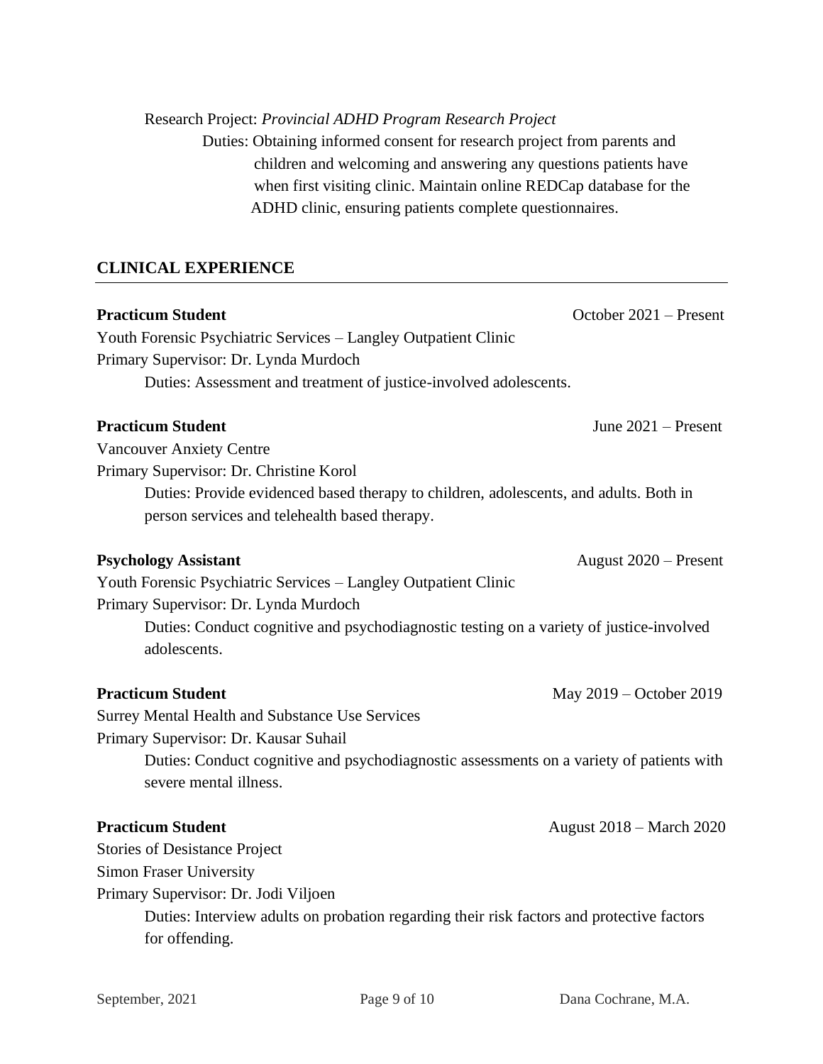Research Project: *Provincial ADHD Program Research Project*

Duties: Obtaining informed consent for research project from parents and children and welcoming and answering any questions patients have when first visiting clinic. Maintain online REDCap database for the ADHD clinic, ensuring patients complete questionnaires.

## CLINICAL EXPERIENCE

**Practicum Student** October 2021 – Present

Youth Forensic Psychiatric Services – Langley Outpatient Clinic
Primary Supervisor: Dr. Lynda Murdoch

Duties: Assessment and treatment of justice-involved adolescents.

**Practicum Student** June 2021 – Present

Vancouver Anxiety Centre
Primary Supervisor: Dr. Christine Korol

Duties: Provide evidenced based therapy to children, adolescents, and adults. Both in person services and telehealth based therapy.

**Psychology Assistant** August 2020 – Present

Youth Forensic Psychiatric Services – Langley Outpatient Clinic
Primary Supervisor: Dr. Lynda Murdoch

Duties: Conduct cognitive and psychodiagnostic testing on a variety of justice-involved adolescents.

**Practicum Student** May 2019 – October 2019

Surrey Mental Health and Substance Use Services
Primary Supervisor: Dr. Kausar Suhail

Duties: Conduct cognitive and psychodiagnostic assessments on a variety of patients with severe mental illness.

**Practicum Student** August 2018 – March 2020

Stories of Desistance Project
Simon Fraser University
Primary Supervisor: Dr. Jodi Viljoen

Duties: Interview adults on probation regarding their risk factors and protective factors for offending.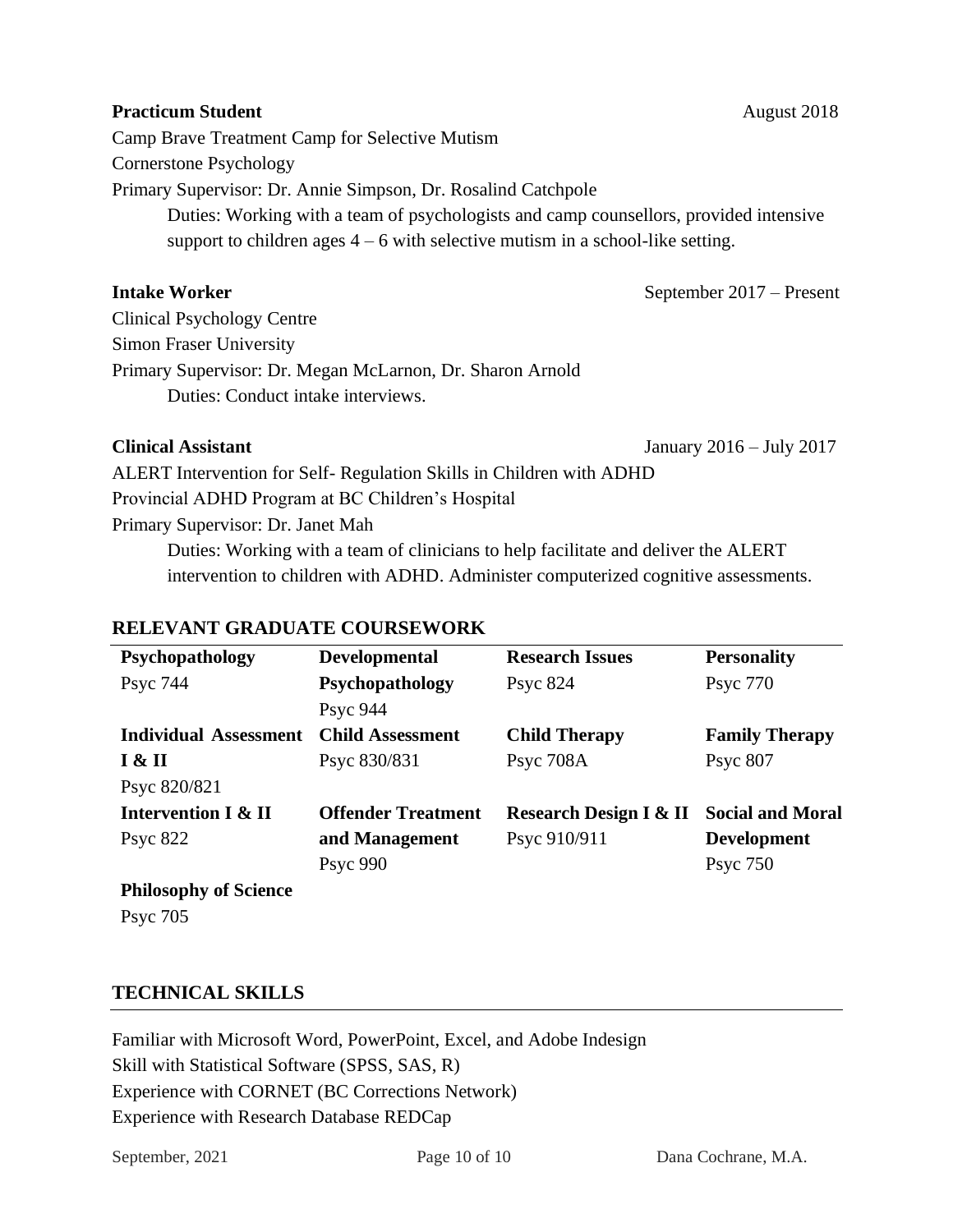**Practicum Student** August 2018

Camp Brave Treatment Camp for Selective Mutism
Cornerstone Psychology
Primary Supervisor: Dr. Annie Simpson, Dr. Rosalind Catchpole

Duties: Working with a team of psychologists and camp counsellors, provided intensive support to children ages 4 – 6 with selective mutism in a school-like setting.

**Intake Worker** September 2017 – Present

Clinical Psychology Centre
Simon Fraser University
Primary Supervisor: Dr. Megan McLarnon, Dr. Sharon Arnold

Duties: Conduct intake interviews.

**Clinical Assistant** January 2016 – July 2017

ALERT Intervention for Self- Regulation Skills in Children with ADHD
Provincial ADHD Program at BC Children's Hospital
Primary Supervisor: Dr. Janet Mah

Duties: Working with a team of clinicians to help facilitate and deliver the ALERT intervention to children with ADHD. Administer computerized cognitive assessments.

## RELEVANT GRADUATE COURSEWORK

| | | | |
|---|---|---|---|
| **Psychopathology** Psyc 744 | **Developmental Psychopathology** Psyc 944 | **Research Issues** Psyc 824 | **Personality** Psyc 770 |
| **Individual Assessment I & II** Psyc 820/821 | **Child Assessment** Psyc 830/831 | **Child Therapy** Psyc 708A | **Family Therapy** Psyc 807 |
| **Intervention I & II** Psyc 822 | **Offender Treatment and Management** Psyc 990 | **Research Design I & II** Psyc 910/911 | **Social and Moral Development** Psyc 750 |
| **Philosophy of Science** Psyc 705 | | | |

## TECHNICAL SKILLS

Familiar with Microsoft Word, PowerPoint, Excel, and Adobe Indesign
Skill with Statistical Software (SPSS, SAS, R)
Experience with CORNET (BC Corrections Network)
Experience with Research Database REDCap